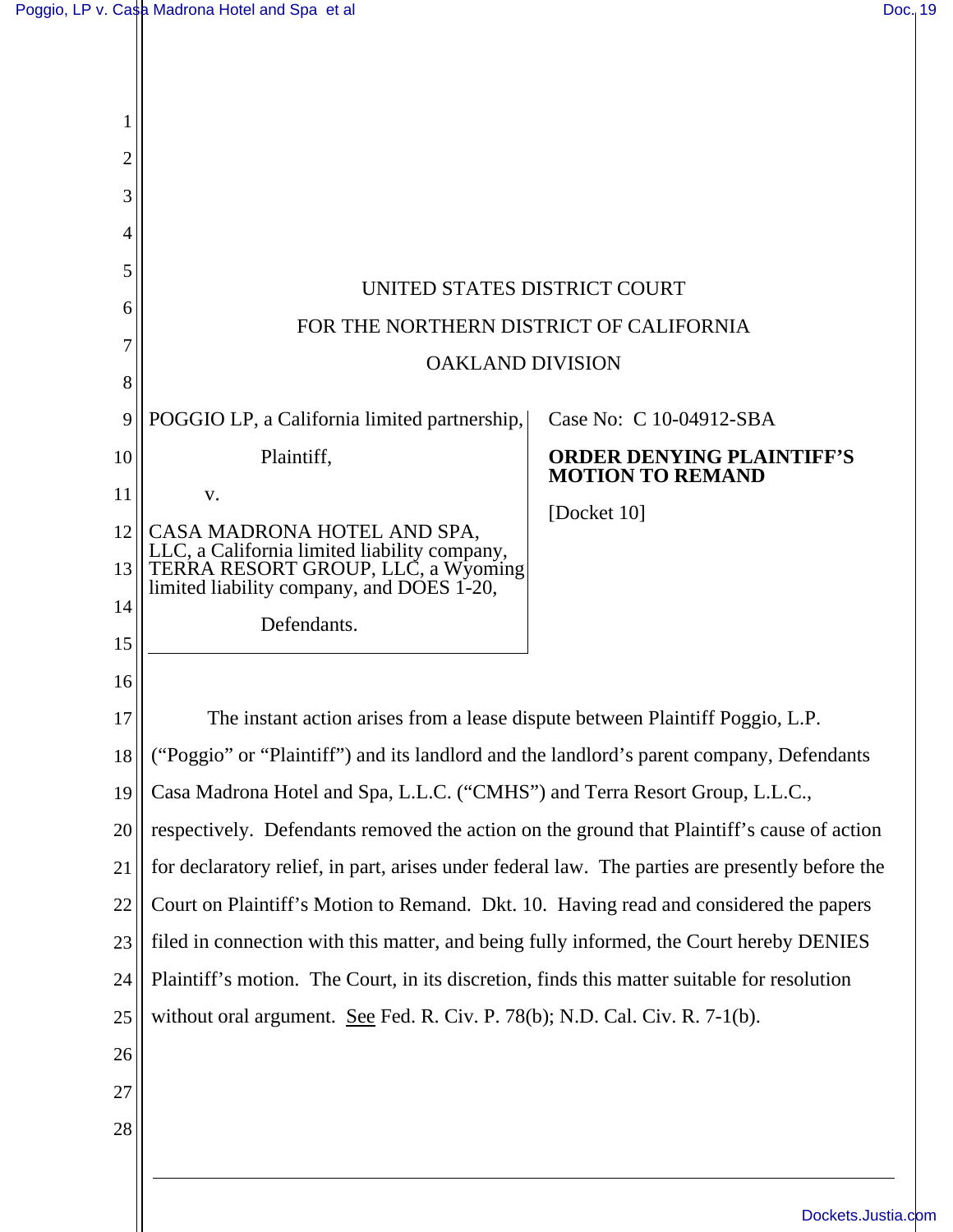UNITED STATES DISTRICT COURT

FOR THE NORTHERN DISTRICT OF CALIFORNIA

OAKLAND DIVISION

POGGIO LP, a California limited partnership,

Plaintiff,

v.

CASA MADRONA HOTEL AND SPA, LLC, a California limited liability company, TERRA RESORT GROUP, LLC, a Wyoming limited liability company, and DOES 1-20,

Defendants.

Case No: C 10-04912-SBA

**ORDER DENYING PLAINTIFF'S MOTION TO REMAND**

[Docket 10]

The instant action arises from a lease dispute between Plaintiff Poggio, L.P. ("Poggio" or "Plaintiff") and its landlord and the landlord's parent company, Defendants Casa Madrona Hotel and Spa, L.L.C. ("CMHS") and Terra Resort Group, L.L.C., respectively. Defendants removed the action on the ground that Plaintiff's cause of action for declaratory relief, in part, arises under federal law. The parties are presently before the Court on Plaintiff's Motion to Remand. Dkt. 10. Having read and considered the papers filed in connection with this matter, and being fully informed, the Court hereby DENIES Plaintiff's motion. The Court, in its discretion, finds this matter suitable for resolution without oral argument. See Fed. R. Civ. P. 78(b); N.D. Cal. Civ. R. 7-1(b).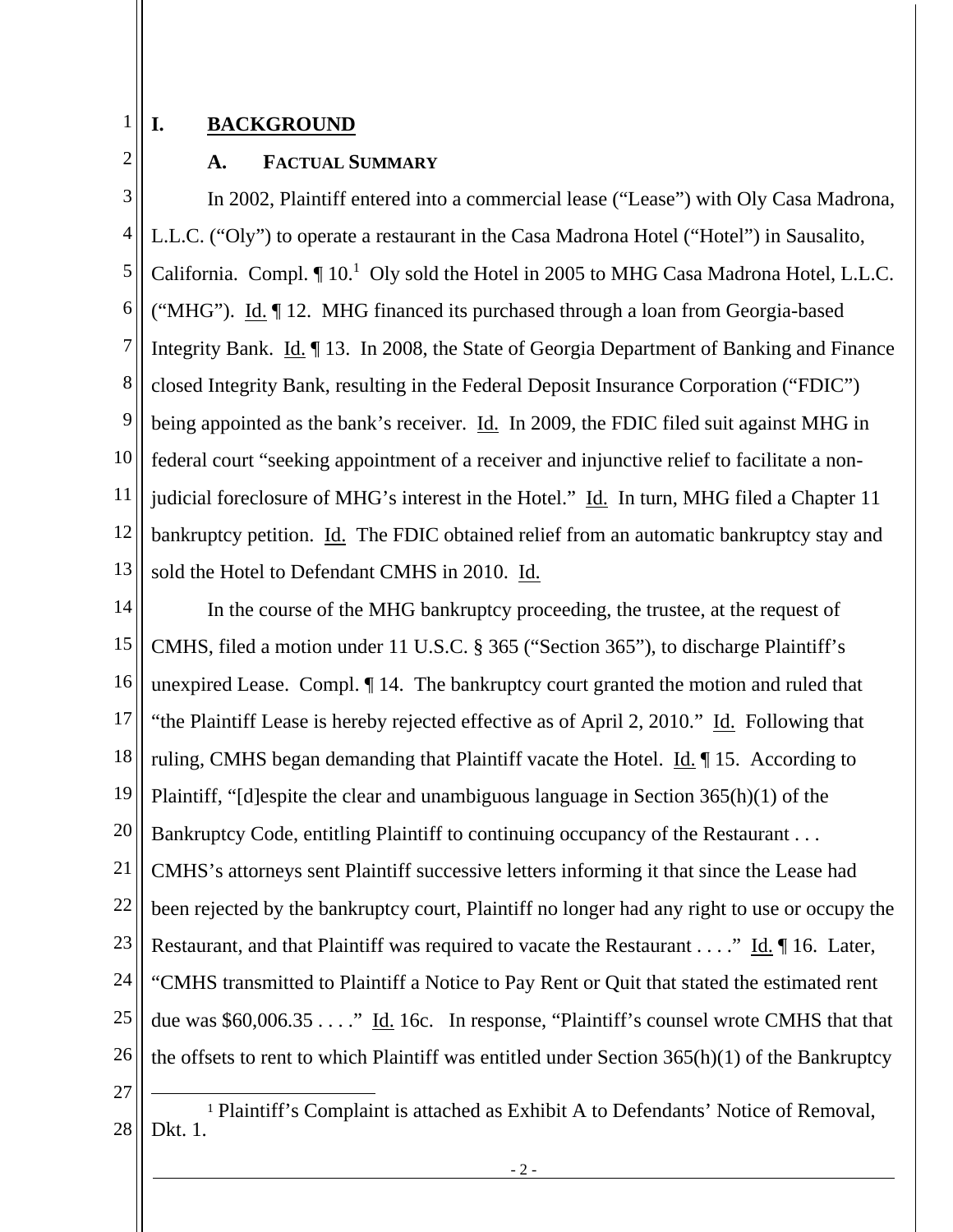# I. BACKGROUND

## A. FACTUAL SUMMARY

In 2002, Plaintiff entered into a commercial lease ("Lease") with Oly Casa Madrona, L.L.C. ("Oly") to operate a restaurant in the Casa Madrona Hotel ("Hotel") in Sausalito, California. Compl. ¶ 10.[1] Oly sold the Hotel in 2005 to MHG Casa Madrona Hotel, L.L.C. ("MHG"). Id. ¶ 12. MHG financed its purchased through a loan from Georgia-based Integrity Bank. Id. ¶ 13. In 2008, the State of Georgia Department of Banking and Finance closed Integrity Bank, resulting in the Federal Deposit Insurance Corporation ("FDIC") being appointed as the bank's receiver. Id. In 2009, the FDIC filed suit against MHG in federal court "seeking appointment of a receiver and injunctive relief to facilitate a non-judicial foreclosure of MHG's interest in the Hotel." Id. In turn, MHG filed a Chapter 11 bankruptcy petition. Id. The FDIC obtained relief from an automatic bankruptcy stay and sold the Hotel to Defendant CMHS in 2010. Id.

In the course of the MHG bankruptcy proceeding, the trustee, at the request of CMHS, filed a motion under 11 U.S.C. § 365 ("Section 365"), to discharge Plaintiff's unexpired Lease. Compl. ¶ 14. The bankruptcy court granted the motion and ruled that "the Plaintiff Lease is hereby rejected effective as of April 2, 2010." Id. Following that ruling, CMHS began demanding that Plaintiff vacate the Hotel. Id. ¶ 15. According to Plaintiff, "[d]espite the clear and unambiguous language in Section 365(h)(1) of the Bankruptcy Code, entitling Plaintiff to continuing occupancy of the Restaurant . . . CMHS's attorneys sent Plaintiff successive letters informing it that since the Lease had been rejected by the bankruptcy court, Plaintiff no longer had any right to use or occupy the Restaurant, and that Plaintiff was required to vacate the Restaurant . . . ." Id. ¶ 16. Later, "CMHS transmitted to Plaintiff a Notice to Pay Rent or Quit that stated the estimated rent due was $60,006.35 . . . ." Id. 16c. In response, "Plaintiff's counsel wrote CMHS that that the offsets to rent to which Plaintiff was entitled under Section 365(h)(1) of the Bankruptcy

---

[1] Plaintiff's Complaint is attached as Exhibit A to Defendants' Notice of Removal, Dkt. 1.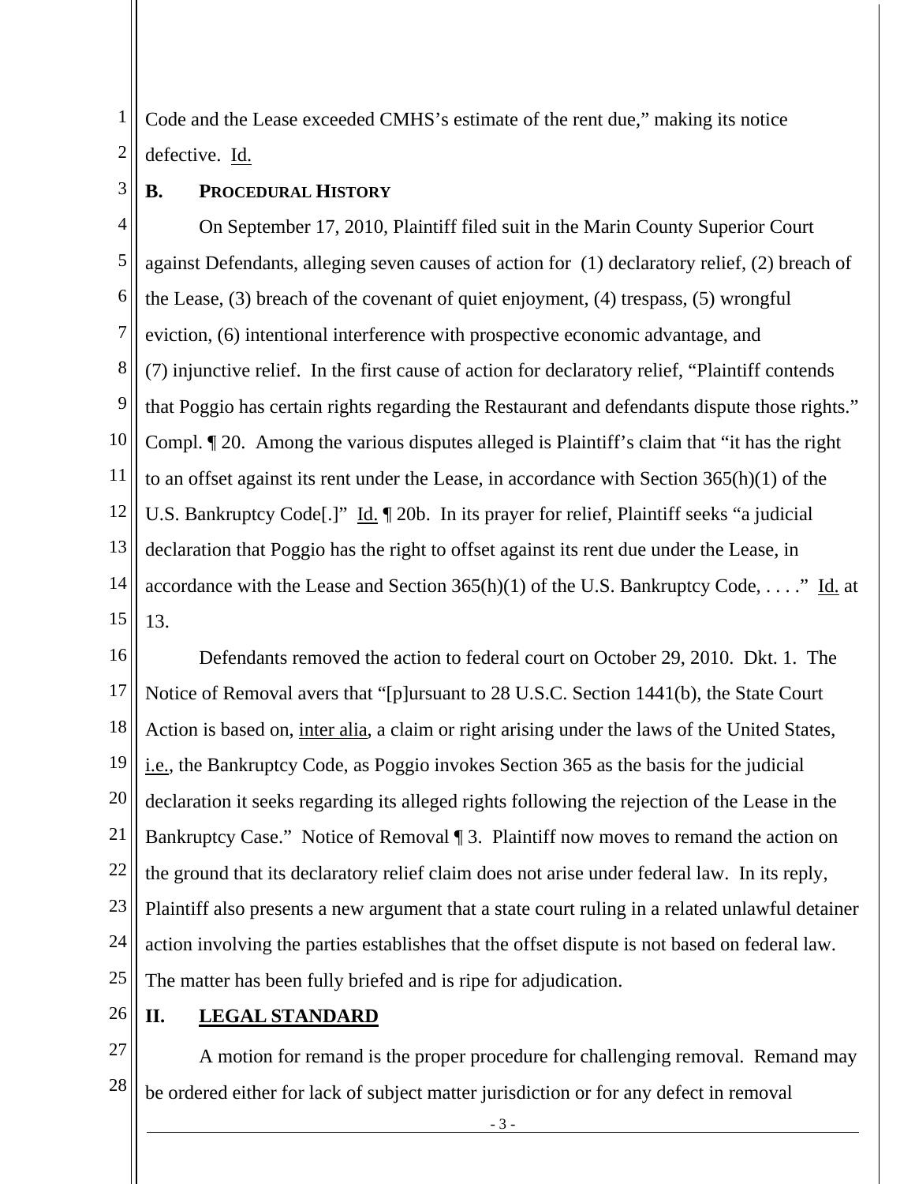Code and the Lease exceeded CMHS's estimate of the rent due," making its notice defective. Id.

### B. PROCEDURAL HISTORY

On September 17, 2010, Plaintiff filed suit in the Marin County Superior Court against Defendants, alleging seven causes of action for (1) declaratory relief, (2) breach of the Lease, (3) breach of the covenant of quiet enjoyment, (4) trespass, (5) wrongful eviction, (6) intentional interference with prospective economic advantage, and (7) injunctive relief. In the first cause of action for declaratory relief, "Plaintiff contends that Poggio has certain rights regarding the Restaurant and defendants dispute those rights." Compl. ¶ 20. Among the various disputes alleged is Plaintiff's claim that "it has the right to an offset against its rent under the Lease, in accordance with Section 365(h)(1) of the U.S. Bankruptcy Code[.]" Id. ¶ 20b. In its prayer for relief, Plaintiff seeks "a judicial declaration that Poggio has the right to offset against its rent due under the Lease, in accordance with the Lease and Section 365(h)(1) of the U.S. Bankruptcy Code, . . . ." Id. at 13.

Defendants removed the action to federal court on October 29, 2010. Dkt. 1. The Notice of Removal avers that "[p]ursuant to 28 U.S.C. Section 1441(b), the State Court Action is based on, inter alia, a claim or right arising under the laws of the United States, i.e., the Bankruptcy Code, as Poggio invokes Section 365 as the basis for the judicial declaration it seeks regarding its alleged rights following the rejection of the Lease in the Bankruptcy Case." Notice of Removal ¶ 3. Plaintiff now moves to remand the action on the ground that its declaratory relief claim does not arise under federal law. In its reply, Plaintiff also presents a new argument that a state court ruling in a related unlawful detainer action involving the parties establishes that the offset dispute is not based on federal law. The matter has been fully briefed and is ripe for adjudication.

## II. LEGAL STANDARD

A motion for remand is the proper procedure for challenging removal. Remand may be ordered either for lack of subject matter jurisdiction or for any defect in removal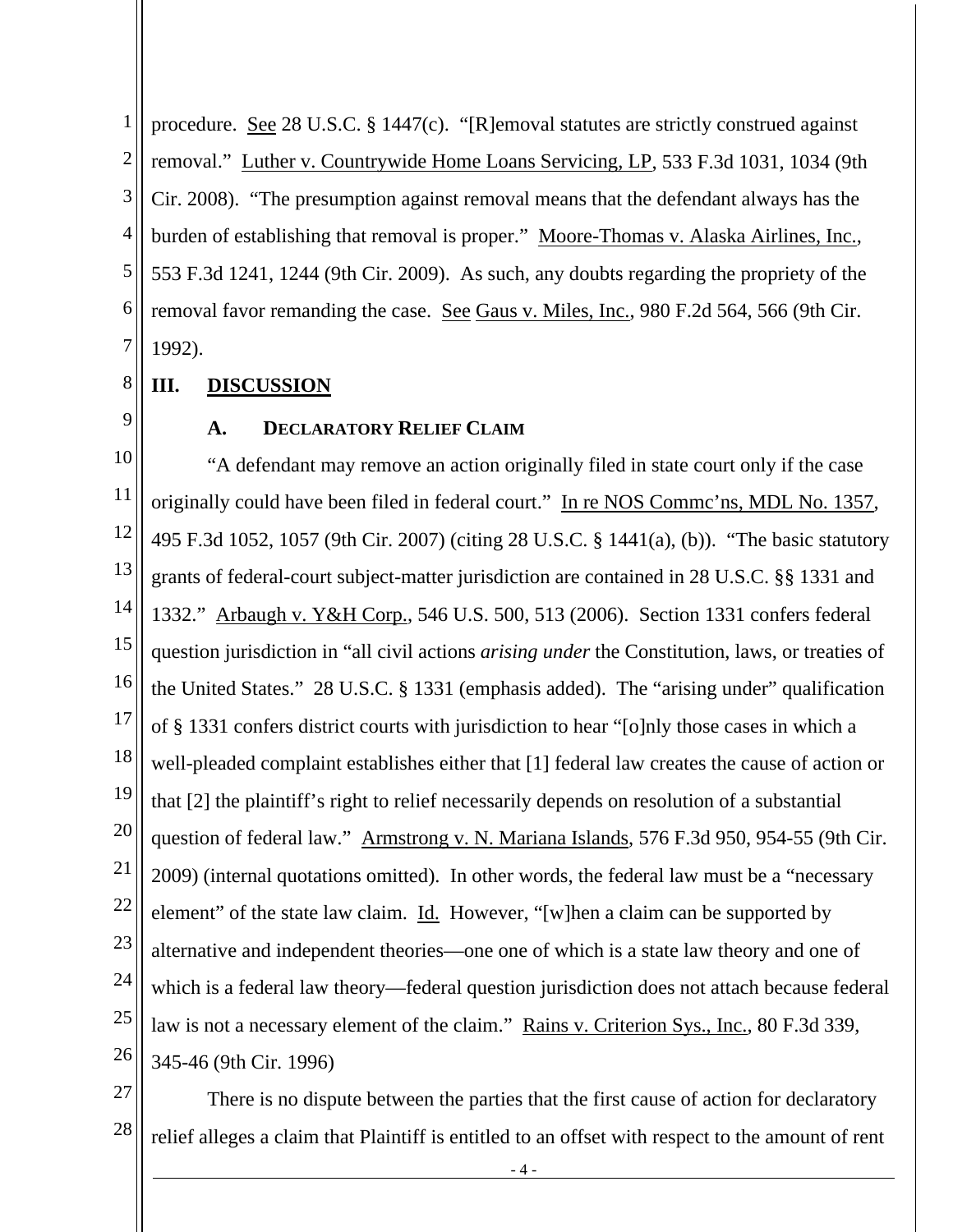procedure. See 28 U.S.C. § 1447(c). "[R]emoval statutes are strictly construed against removal." Luther v. Countrywide Home Loans Servicing, LP, 533 F.3d 1031, 1034 (9th Cir. 2008). "The presumption against removal means that the defendant always has the burden of establishing that removal is proper." Moore-Thomas v. Alaska Airlines, Inc., 553 F.3d 1241, 1244 (9th Cir. 2009). As such, any doubts regarding the propriety of the removal favor remanding the case. See Gaus v. Miles, Inc., 980 F.2d 564, 566 (9th Cir. 1992).

## III. DISCUSSION

### A. Declaratory Relief Claim

"A defendant may remove an action originally filed in state court only if the case originally could have been filed in federal court." In re NOS Commc'ns, MDL No. 1357, 495 F.3d 1052, 1057 (9th Cir. 2007) (citing 28 U.S.C. § 1441(a), (b)). "The basic statutory grants of federal-court subject-matter jurisdiction are contained in 28 U.S.C. §§ 1331 and 1332." Arbaugh v. Y&H Corp., 546 U.S. 500, 513 (2006). Section 1331 confers federal question jurisdiction in "all civil actions *arising under* the Constitution, laws, or treaties of the United States." 28 U.S.C. § 1331 (emphasis added). The "arising under" qualification of § 1331 confers district courts with jurisdiction to hear "[o]nly those cases in which a well-pleaded complaint establishes either that [1] federal law creates the cause of action or that [2] the plaintiff's right to relief necessarily depends on resolution of a substantial question of federal law." Armstrong v. N. Mariana Islands, 576 F.3d 950, 954-55 (9th Cir. 2009) (internal quotations omitted). In other words, the federal law must be a "necessary element" of the state law claim. Id. However, "[w]hen a claim can be supported by alternative and independent theories—one one of which is a state law theory and one of which is a federal law theory—federal question jurisdiction does not attach because federal law is not a necessary element of the claim." Rains v. Criterion Sys., Inc., 80 F.3d 339, 345-46 (9th Cir. 1996)

There is no dispute between the parties that the first cause of action for declaratory relief alleges a claim that Plaintiff is entitled to an offset with respect to the amount of rent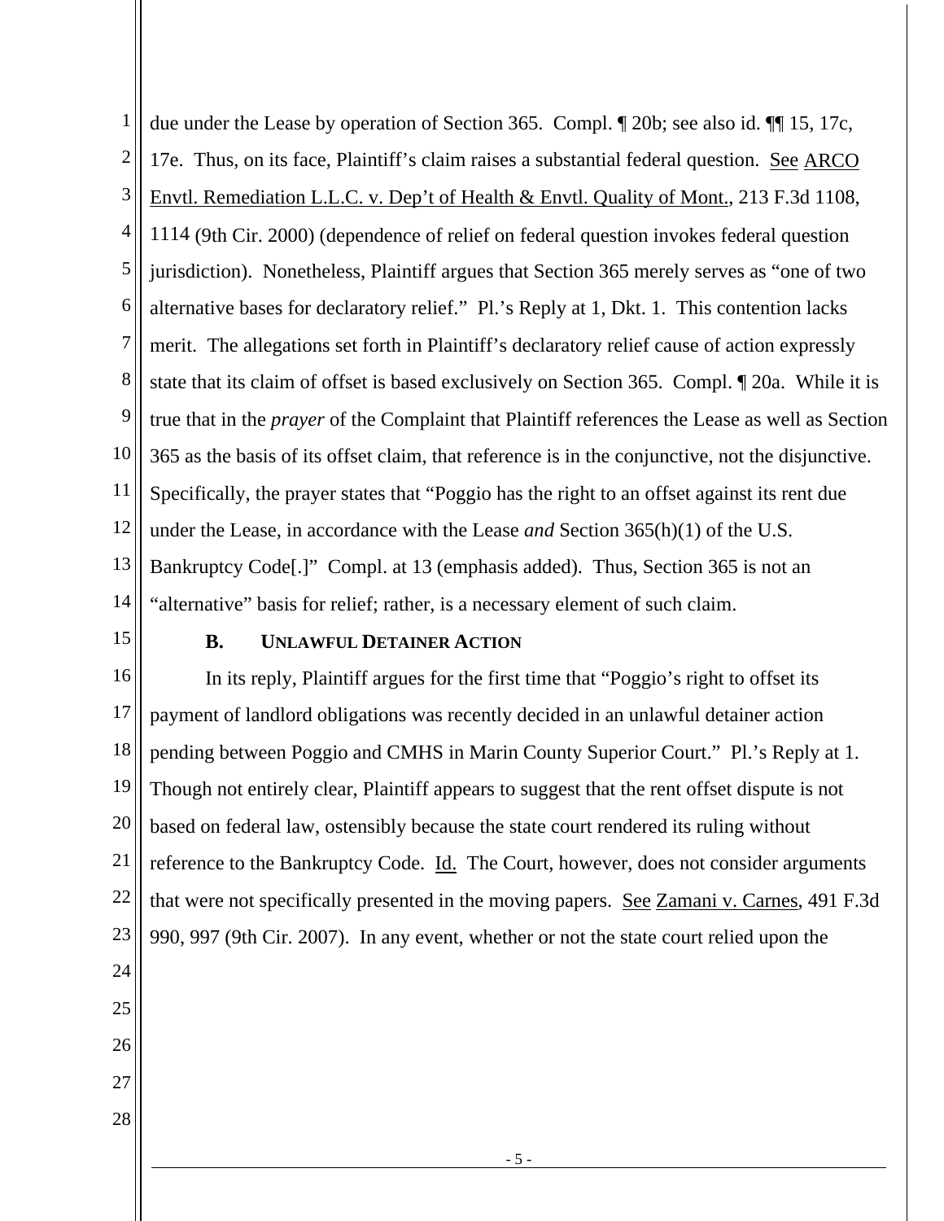due under the Lease by operation of Section 365. Compl. ¶ 20b; see also id. ¶¶ 15, 17c, 17e. Thus, on its face, Plaintiff's claim raises a substantial federal question. See ARCO Envtl. Remediation L.L.C. v. Dep't of Health & Envtl. Quality of Mont., 213 F.3d 1108, 1114 (9th Cir. 2000) (dependence of relief on federal question invokes federal question jurisdiction). Nonetheless, Plaintiff argues that Section 365 merely serves as "one of two alternative bases for declaratory relief." Pl.'s Reply at 1, Dkt. 1. This contention lacks merit. The allegations set forth in Plaintiff's declaratory relief cause of action expressly state that its claim of offset is based exclusively on Section 365. Compl. ¶ 20a. While it is true that in the *prayer* of the Complaint that Plaintiff references the Lease as well as Section 365 as the basis of its offset claim, that reference is in the conjunctive, not the disjunctive. Specifically, the prayer states that "Poggio has the right to an offset against its rent due under the Lease, in accordance with the Lease *and* Section 365(h)(1) of the U.S. Bankruptcy Code[.]" Compl. at 13 (emphasis added). Thus, Section 365 is not an "alternative" basis for relief; rather, is a necessary element of such claim.

### B. UNLAWFUL DETAINER ACTION

In its reply, Plaintiff argues for the first time that "Poggio's right to offset its payment of landlord obligations was recently decided in an unlawful detainer action pending between Poggio and CMHS in Marin County Superior Court." Pl.'s Reply at 1. Though not entirely clear, Plaintiff appears to suggest that the rent offset dispute is not based on federal law, ostensibly because the state court rendered its ruling without reference to the Bankruptcy Code. Id. The Court, however, does not consider arguments that were not specifically presented in the moving papers. See Zamani v. Carnes, 491 F.3d 990, 997 (9th Cir. 2007). In any event, whether or not the state court relied upon the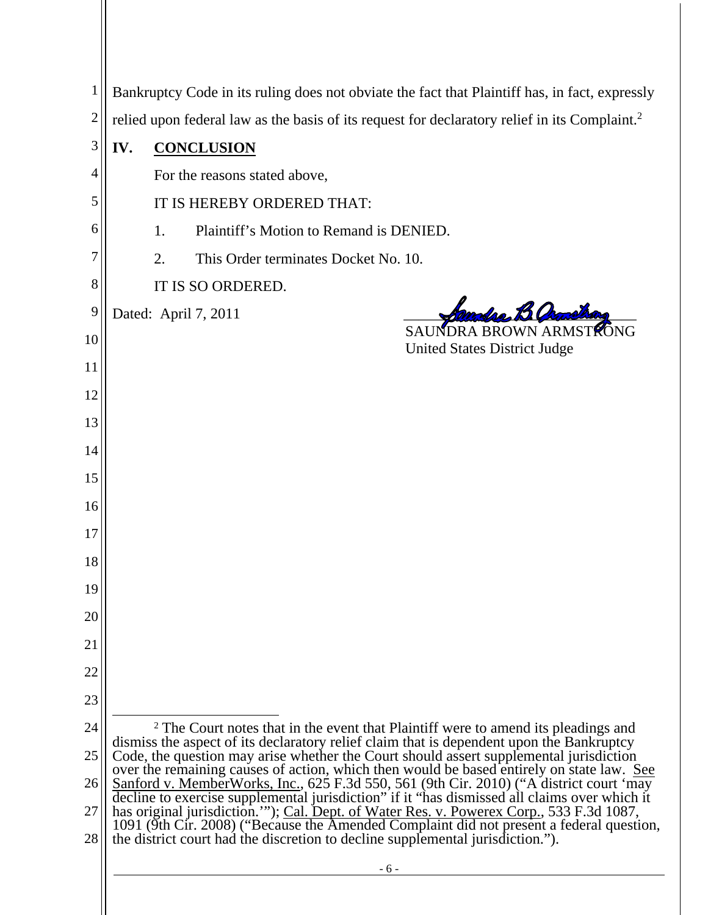Bankruptcy Code in its ruling does not obviate the fact that Plaintiff has, in fact, expressly relied upon federal law as the basis of its request for declaratory relief in its Complaint.[2]

## IV. CONCLUSION

For the reasons stated above,

IT IS HEREBY ORDERED THAT:

1. Plaintiff's Motion to Remand is DENIED.
2. This Order terminates Docket No. 10.

IT IS SO ORDERED.

Dated: April 7, 2011

SAUNDRA BROWN ARMSTRONG
United States District Judge

---

[2] The Court notes that in the event that Plaintiff were to amend its pleadings and dismiss the aspect of its declaratory relief claim that is dependent upon the Bankruptcy Code, the question may arise whether the Court should assert supplemental jurisdiction over the remaining causes of action, which then would be based entirely on state law. See Sanford v. MemberWorks, Inc., 625 F.3d 550, 561 (9th Cir. 2010) ("A district court 'may decline to exercise supplemental jurisdiction" if it "has dismissed all claims over which it has original jurisdiction.'"); Cal. Dept. of Water Res. v. Powerex Corp., 533 F.3d 1087, 1091 (9th Cir. 2008) ("Because the Amended Complaint did not present a federal question, the district court had the discretion to decline supplemental jurisdiction.").